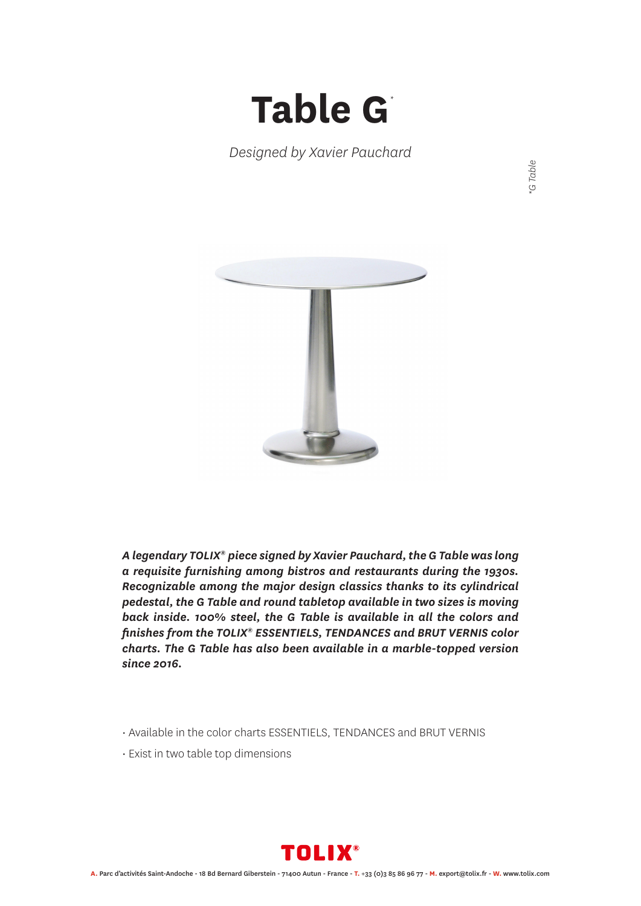# Table G*

*Designed by Xavier Pauchard*

*\*G Table*

***A legendary TOLIX® piece signed by Xavier Pauchard, the G Table was long a requisite furnishing among bistros and restaurants during the 1930s. Recognizable among the major design classics thanks to its cylindrical pedestal, the G Table and round tabletop available in two sizes is moving back inside. 100% steel, the G Table is available in all the colors and finishes from the TOLIX® ESSENTIELS, TENDANCES and BRUT VERNIS color charts. The G Table has also been available in a marble-topped version since 2016.***

- Available in the color charts ESSENTIELS, TENDANCES and BRUT VERNIS
- Exist in two table top dimensions

**TOLIX®**

**A.** Parc d'activités Saint-Andoche - 18 Bd Bernard Giberstein - 71400 Autun - France - **T.** +33 (0)3 85 86 96 77 - **M.** export@tolix.fr - **W.** www.tolix.com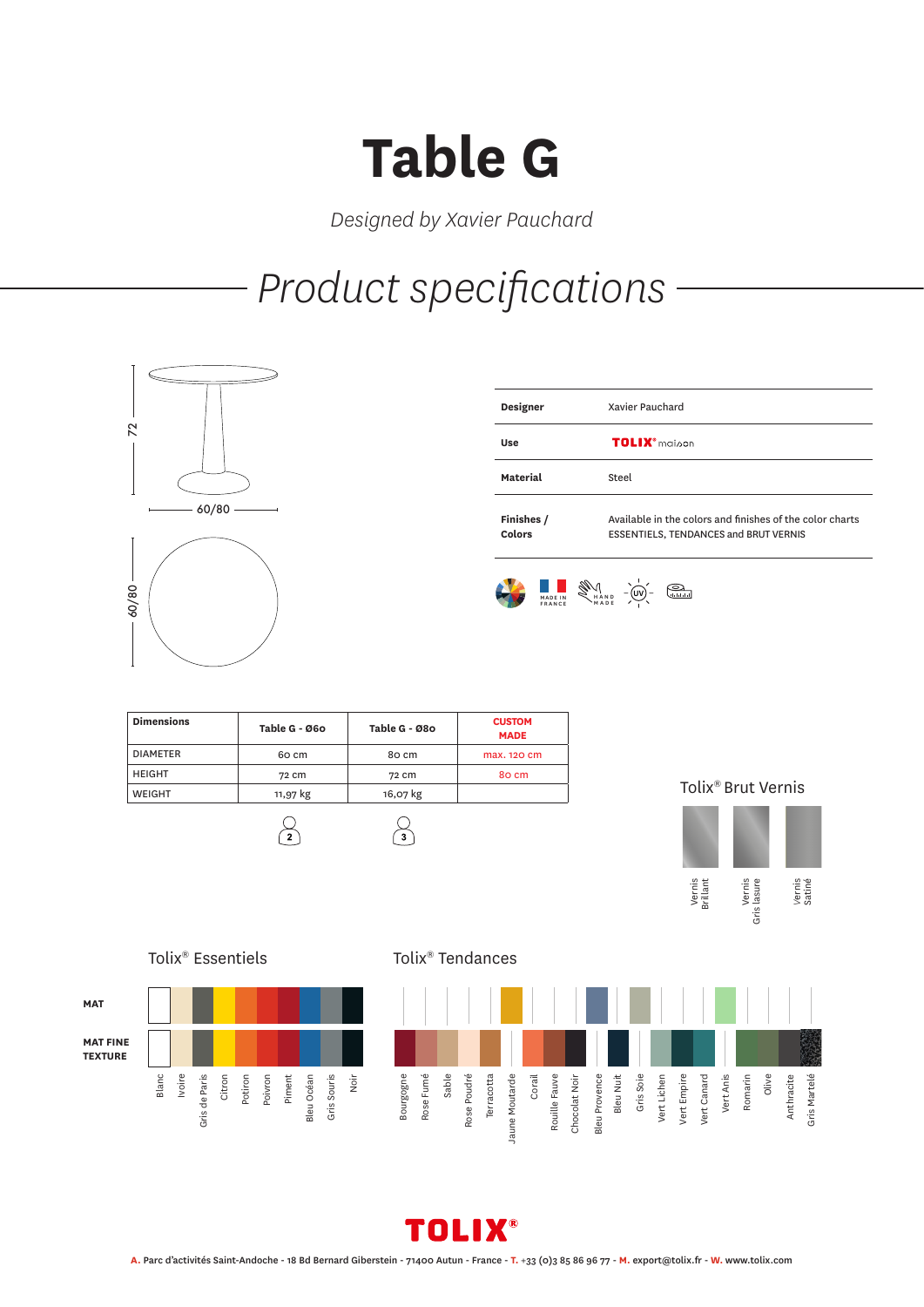# Table G

*Designed by Xavier Pauchard*

## *Product specifications*

72

60/80

60/80

| | |
|---|---|
| **Designer** | Xavier Pauchard |
| **Use** | TOLIX® maison |
| **Material** | Steel |
| **Finishes / Colors** | Available in the colors and finishes of the color charts ESSENTIELS, TENDANCES and BRUT VERNIS |

MADE IN FRANCE

HAND MADE

UV

| Dimensions | Table G - Ø60 | Table G - Ø80 | CUSTOM MADE |
|---|---|---|---|
| DIAMETER | 60 cm | 80 cm | max. 120 cm |
| HEIGHT | 72 cm | 72 cm | 80 cm |
| WEIGHT | 11,97 kg | 16,07 kg | |
| | 2 | 3 | |

### Tolix® Brut Vernis

Vernis Brillant

Vernis Gris lasure

Vernis Satiné

### Tolix® Essentiels

MAT

MAT FINE TEXTURE

Blanc, Ivoire, Gris de Paris, Citron, Potiron, Poivron, Piment, Bleu Océan, Gris Souris, Noir

### Tolix® Tendances

Bourgogne, Rose Fumé, Sable, Rose Poudré, Terracotta, Jaune Moutarde, Corail, Rouille Fauve, Chocolat Noir, Bleu Provence, Bleu Nuit, Gris Soie, Vert Lichen, Vert Empire, Vert Canard, Vert Anis, Romarin, Olive, Anthracite, Gris Martelé

TOLIX®

A. Parc d'activités Saint-Andoche - 18 Bd Bernard Giberstein - 71400 Autun - France - T. +33 (0)3 85 86 96 77 - M. export@tolix.fr - W. www.tolix.com